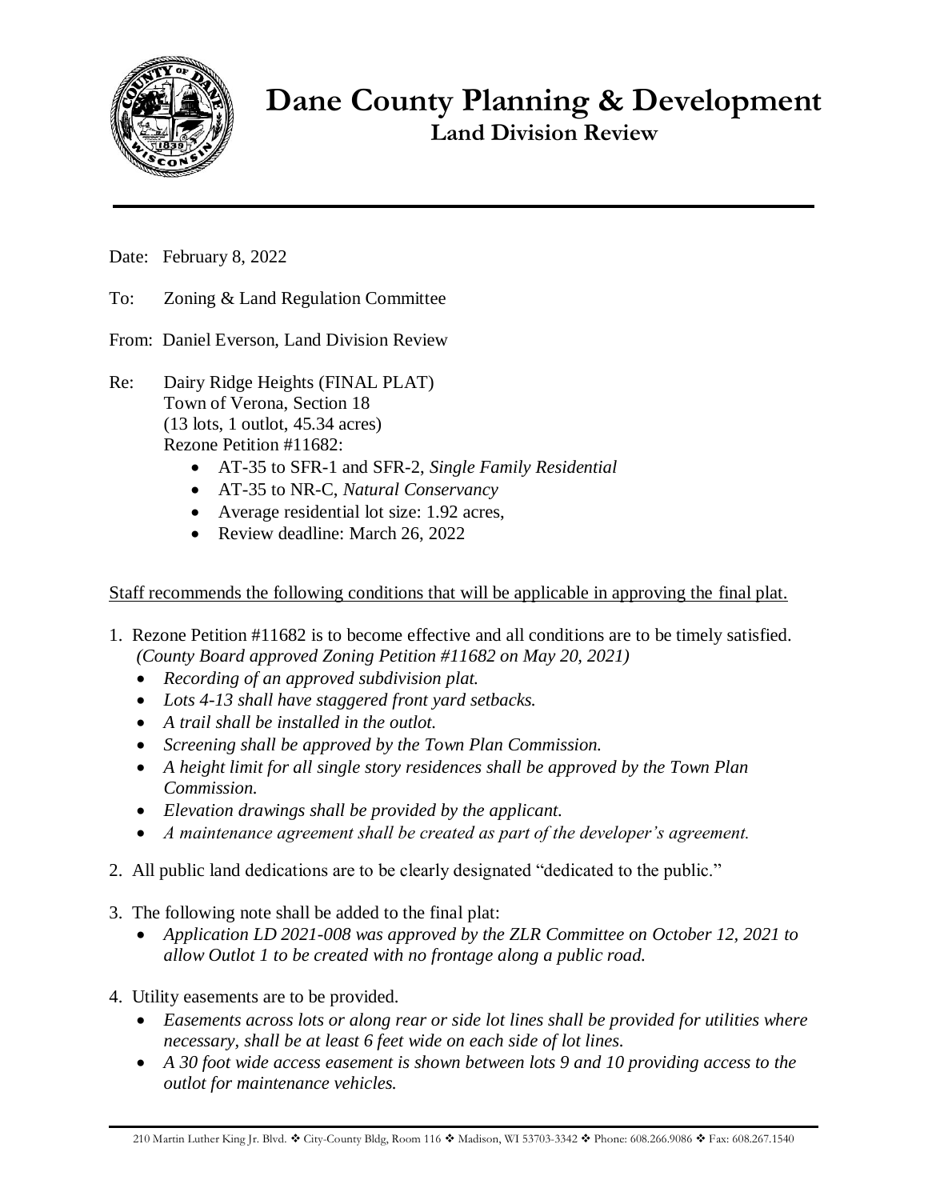# Dane County Planning & Development

## Land Division Review

Date: February 8, 2022

To: Zoning & Land Regulation Committee

From: Daniel Everson, Land Division Review

Re: Dairy Ridge Heights (FINAL PLAT)
Town of Verona, Section 18
(13 lots, 1 outlot, 45.34 acres)
Rezone Petition #11682:

- AT-35 to SFR-1 and SFR-2, *Single Family Residential*
- AT-35 to NR-C, *Natural Conservancy*
- Average residential lot size: 1.92 acres,
- Review deadline: March 26, 2022

Staff recommends the following conditions that will be applicable in approving the final plat.

1. Rezone Petition #11682 is to become effective and all conditions are to be timely satisfied. *(County Board approved Zoning Petition #11682 on May 20, 2021)*
   - *Recording of an approved subdivision plat.*
   - *Lots 4-13 shall have staggered front yard setbacks.*
   - *A trail shall be installed in the outlot.*
   - *Screening shall be approved by the Town Plan Commission.*
   - *A height limit for all single story residences shall be approved by the Town Plan Commission.*
   - *Elevation drawings shall be provided by the applicant.*
   - *A maintenance agreement shall be created as part of the developer's agreement.*

2. All public land dedications are to be clearly designated "dedicated to the public."

3. The following note shall be added to the final plat:
   - *Application LD 2021-008 was approved by the ZLR Committee on October 12, 2021 to allow Outlot 1 to be created with no frontage along a public road.*

4. Utility easements are to be provided.
   - *Easements across lots or along rear or side lot lines shall be provided for utilities where necessary, shall be at least 6 feet wide on each side of lot lines.*
   - *A 30 foot wide access easement is shown between lots 9 and 10 providing access to the outlot for maintenance vehicles.*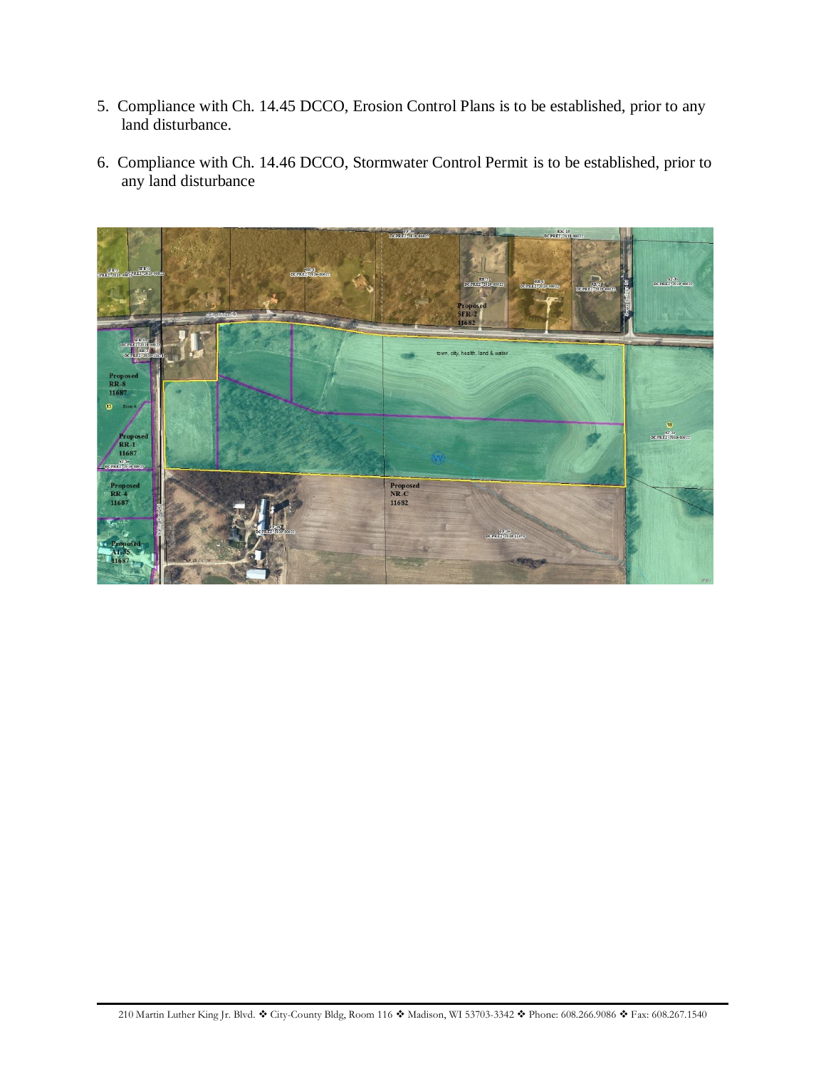5. Compliance with Ch. 14.45 DCCO, Erosion Control Plans is to be established, prior to any land disturbance.

6. Compliance with Ch. 14.46 DCCO, Stormwater Control Permit is to be established, prior to any land disturbance